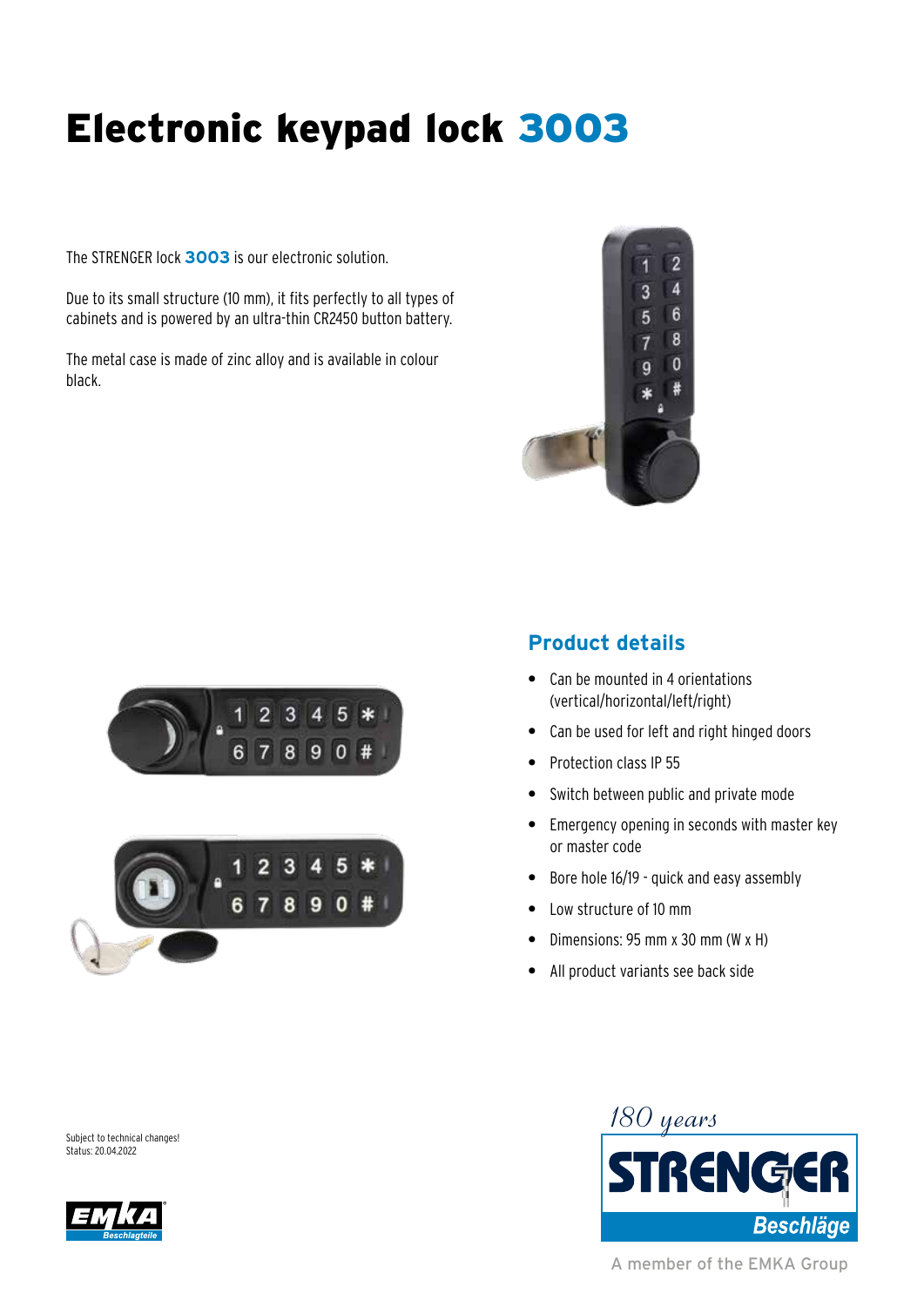# Electronic keypad lock 3003

The STRENGER lock **3003** is our electronic solution.

Due to its small structure (10 mm), it fits perfectly to all types of cabinets and is powered by an ultra-thin CR2450 button battery.

The metal case is made of zinc alloy and is available in colour black.

## Product details

- Can be mounted in 4 orientations (vertical/horizontal/left/right)
- Can be used for left and right hinged doors
- Protection class IP 55
- Switch between public and private mode
- Emergency opening in seconds with master key or master code
- Bore hole 16/19 - quick and easy assembly
- Low structure of 10 mm
- Dimensions: 95 mm x 30 mm (W x H)
- All product variants see back side

Subject to technical changes!
Status: 20.04.2022

180 years

STRENGER Beschläge

A member of the EMKA Group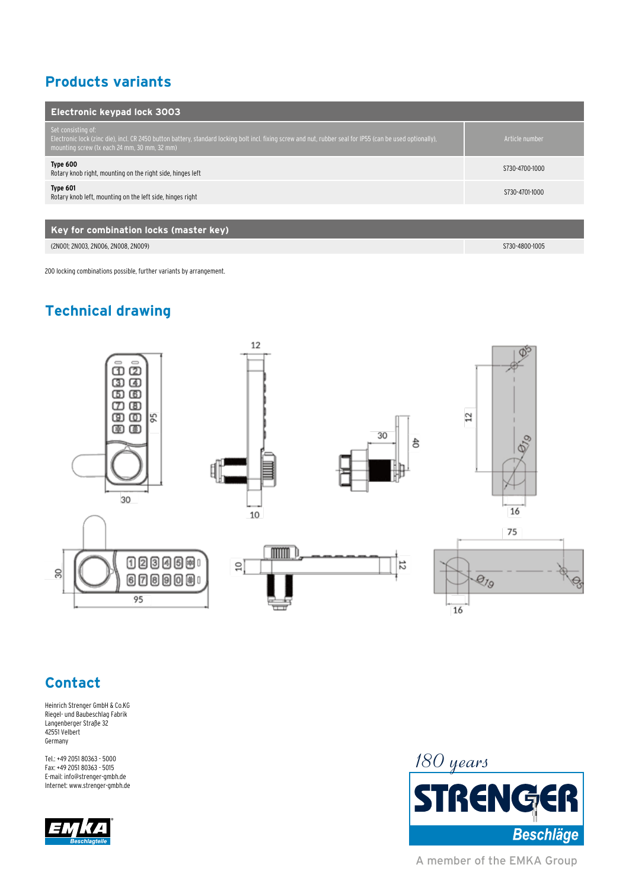## Products variants

| Electronic keypad lock 3003 | |
|---|---|
| Set consisting of:<br>Electronic lock (zinc die), incl. CR 2450 button battery, standard locking bolt incl. fixing screw and nut, rubber seal for IP55 (can be used optionally), mounting screw (1x each 24 mm, 30 mm, 32 mm) | Article number |
| **Type 600**<br>Rotary knob right, mounting on the right side, hinges left | S730-4700-1000 |
| **Type 601**<br>Rotary knob left, mounting on the left side, hinges right | S730-4701-1000 |

| Key for combination locks (master key) | |
|---|---|
| (2N001; 2N003, 2N006, 2N008, 2N009) | S730-4800-1005 |

200 locking combinations possible, further variants by arrangement.

## Technical drawing

12
95
30
10
30
40
12
Ø5
Ø19
16
75
30
95
10
12
Ø19
Ø5
16

## Contact

Heinrich Strenger GmbH & Co.KG
Riegel- und Baubeschlag Fabrik
Langenberger Straße 32
42551 Velbert
Germany

Tel.: +49 2051 80363 - 5000
Fax: +49 2051 80363 - 5015
E-mail: info@strenger-gmbh.de
Internet: www.strenger-gmbh.de

EMKA Beschlagteile

180 years
STRENGER Beschläge

A member of the EMKA Group